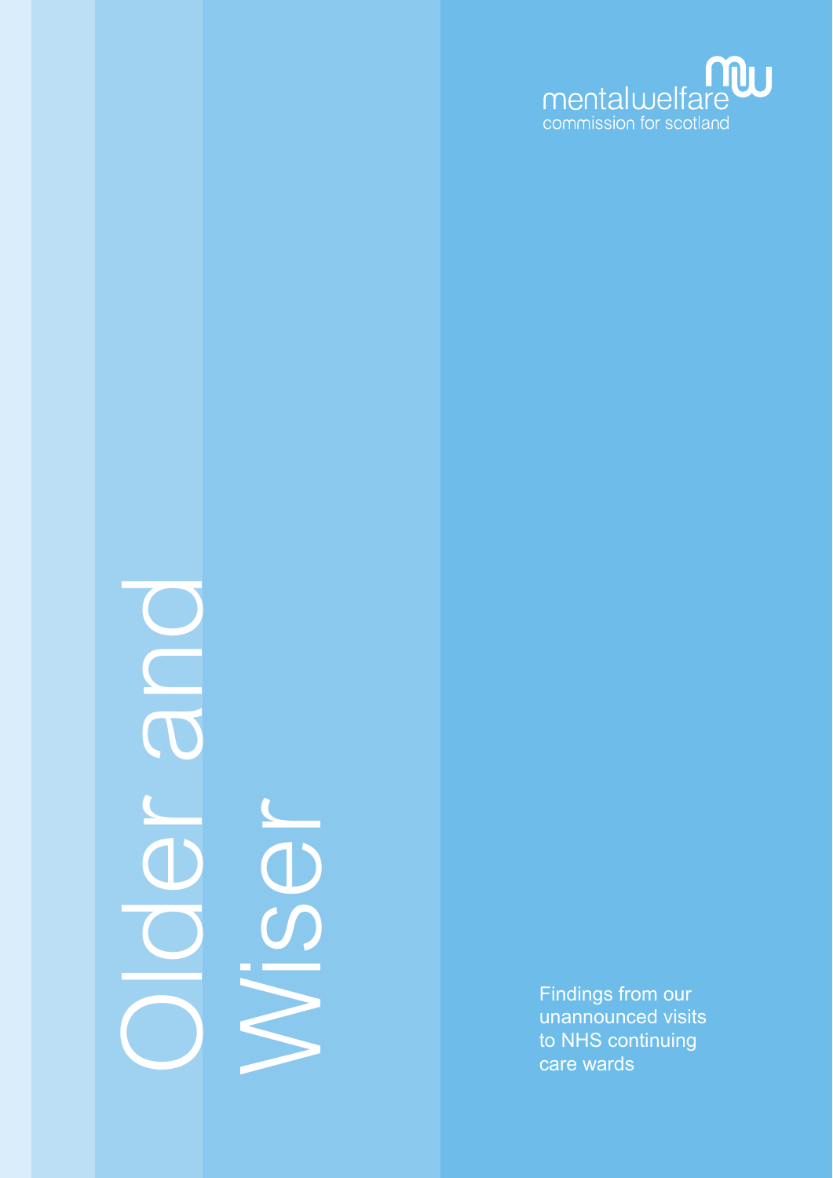mentalwelfare commission for scotland

# Older and Wiser

Findings from our unannounced visits to NHS continuing care wards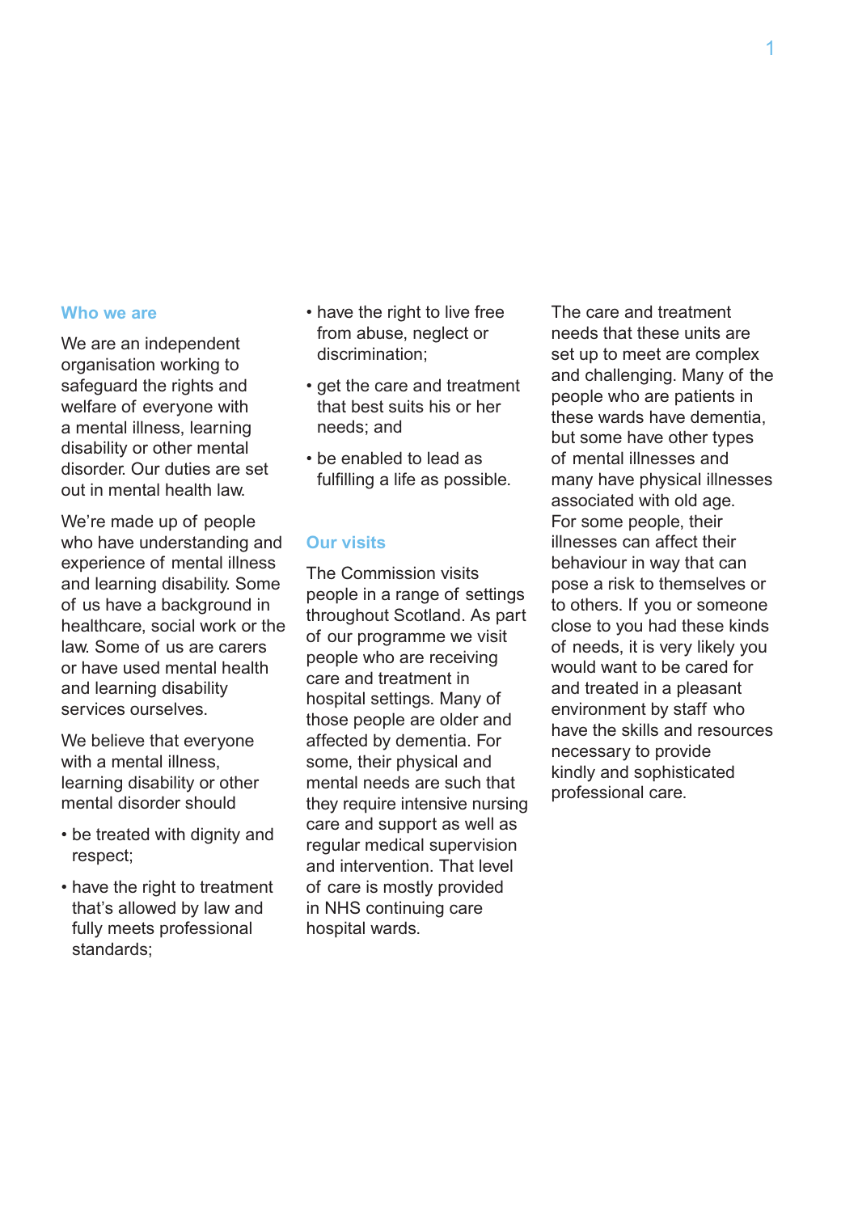## Who we are

We are an independent organisation working to safeguard the rights and welfare of everyone with a mental illness, learning disability or other mental disorder. Our duties are set out in mental health law.

We're made up of people who have understanding and experience of mental illness and learning disability. Some of us have a background in healthcare, social work or the law. Some of us are carers or have used mental health and learning disability services ourselves.

We believe that everyone with a mental illness, learning disability or other mental disorder should

- be treated with dignity and respect;
- have the right to treatment that's allowed by law and fully meets professional standards;
- have the right to live free from abuse, neglect or discrimination;
- get the care and treatment that best suits his or her needs; and
- be enabled to lead as fulfilling a life as possible.

## Our visits

The Commission visits people in a range of settings throughout Scotland. As part of our programme we visit people who are receiving care and treatment in hospital settings. Many of those people are older and affected by dementia. For some, their physical and mental needs are such that they require intensive nursing care and support as well as regular medical supervision and intervention. That level of care is mostly provided in NHS continuing care hospital wards.

The care and treatment needs that these units are set up to meet are complex and challenging. Many of the people who are patients in these wards have dementia, but some have other types of mental illnesses and many have physical illnesses associated with old age. For some people, their illnesses can affect their behaviour in way that can pose a risk to themselves or to others. If you or someone close to you had these kinds of needs, it is very likely you would want to be cared for and treated in a pleasant environment by staff who have the skills and resources necessary to provide kindly and sophisticated professional care.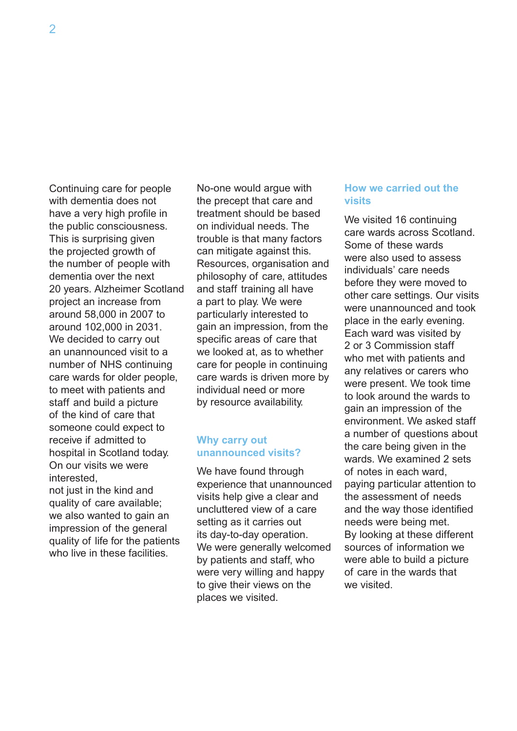Continuing care for people with dementia does not have a very high profile in the public consciousness. This is surprising given the projected growth of the number of people with dementia over the next 20 years. Alzheimer Scotland project an increase from around 58,000 in 2007 to around 102,000 in 2031. We decided to carry out an unannounced visit to a number of NHS continuing care wards for older people, to meet with patients and staff and build a picture of the kind of care that someone could expect to receive if admitted to hospital in Scotland today. On our visits we were interested, not just in the kind and quality of care available; we also wanted to gain an impression of the general quality of life for the patients who live in these facilities.

No-one would argue with the precept that care and treatment should be based on individual needs. The trouble is that many factors can mitigate against this. Resources, organisation and philosophy of care, attitudes and staff training all have a part to play. We were particularly interested to gain an impression, from the specific areas of care that we looked at, as to whether care for people in continuing care wards is driven more by individual need or more by resource availability.

## Why carry out unannounced visits?

We have found through experience that unannounced visits help give a clear and uncluttered view of a care setting as it carries out its day-to-day operation. We were generally welcomed by patients and staff, who were very willing and happy to give their views on the places we visited.

## How we carried out the visits

We visited 16 continuing care wards across Scotland. Some of these wards were also used to assess individuals' care needs before they were moved to other care settings. Our visits were unannounced and took place in the early evening. Each ward was visited by 2 or 3 Commission staff who met with patients and any relatives or carers who were present. We took time to look around the wards to gain an impression of the environment. We asked staff a number of questions about the care being given in the wards. We examined 2 sets of notes in each ward, paying particular attention to the assessment of needs and the way those identified needs were being met. By looking at these different sources of information we were able to build a picture of care in the wards that we visited.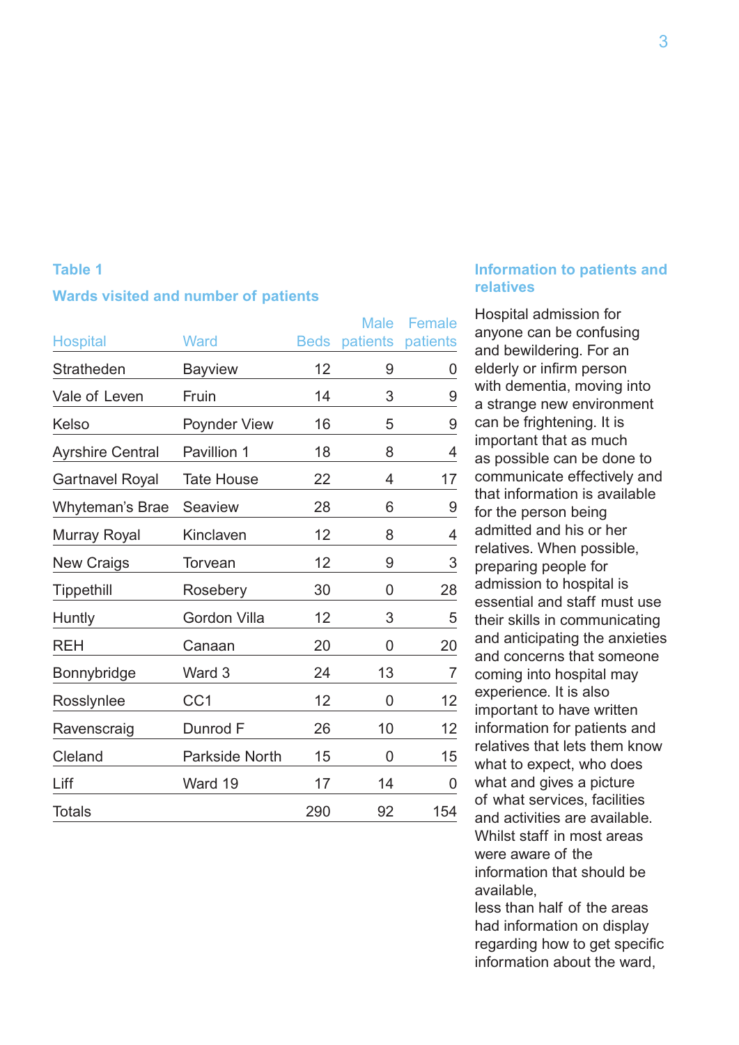## Table 1

### Wards visited and number of patients

| Hospital | Ward | Beds | Male patients | Female patients |
|---|---|---|---|---|
| Stratheden | Bayview | 12 | 9 | 0 |
| Vale of Leven | Fruin | 14 | 3 | 9 |
| Kelso | Poynder View | 16 | 5 | 9 |
| Ayrshire Central | Pavillion 1 | 18 | 8 | 4 |
| Gartnavel Royal | Tate House | 22 | 4 | 17 |
| Whyteman's Brae | Seaview | 28 | 6 | 9 |
| Murray Royal | Kinclaven | 12 | 8 | 4 |
| New Craigs | Torvean | 12 | 9 | 3 |
| Tippethill | Rosebery | 30 | 0 | 28 |
| Huntly | Gordon Villa | 12 | 3 | 5 |
| REH | Canaan | 20 | 0 | 20 |
| Bonnybridge | Ward 3 | 24 | 13 | 7 |
| Rosslynlee | CC1 | 12 | 0 | 12 |
| Ravenscraig | Dunrod F | 26 | 10 | 12 |
| Cleland | Parkside North | 15 | 0 | 15 |
| Liff | Ward 19 | 17 | 14 | 0 |
| Totals | | 290 | 92 | 154 |

## Information to patients and relatives

Hospital admission for anyone can be confusing and bewildering. For an elderly or infirm person with dementia, moving into a strange new environment can be frightening. It is important that as much as possible can be done to communicate effectively and that information is available for the person being admitted and his or her relatives. When possible, preparing people for admission to hospital is essential and staff must use their skills in communicating and anticipating the anxieties and concerns that someone coming into hospital may experience. It is also important to have written information for patients and relatives that lets them know what to expect, who does what and gives a picture of what services, facilities and activities are available. Whilst staff in most areas were aware of the information that should be available, less than half of the areas had information on display regarding how to get specific information about the ward,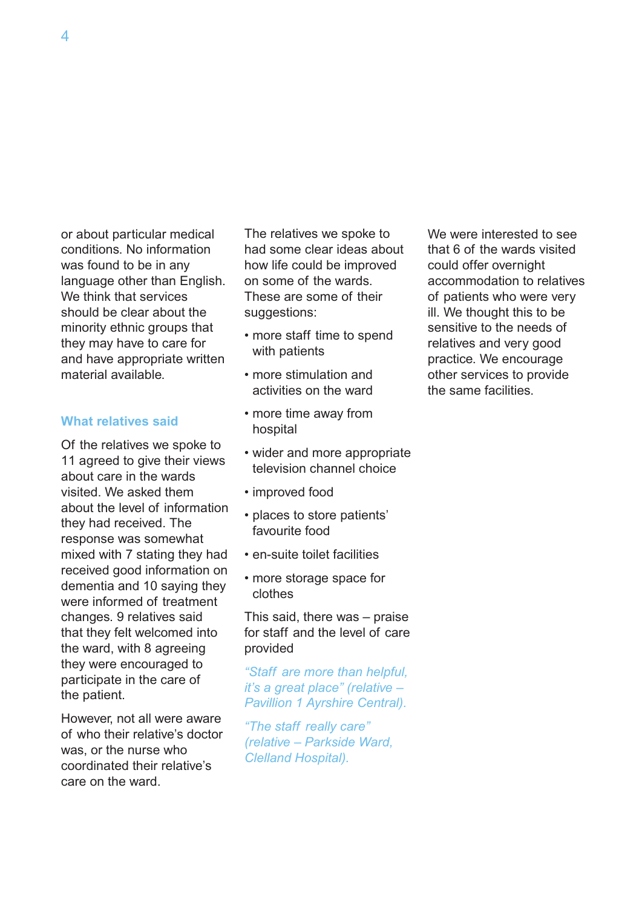or about particular medical conditions. No information was found to be in any language other than English. We think that services should be clear about the minority ethnic groups that they may have to care for and have appropriate written material available.

## What relatives said

Of the relatives we spoke to 11 agreed to give their views about care in the wards visited. We asked them about the level of information they had received. The response was somewhat mixed with 7 stating they had received good information on dementia and 10 saying they were informed of treatment changes. 9 relatives said that they felt welcomed into the ward, with 8 agreeing they were encouraged to participate in the care of the patient.

However, not all were aware of who their relative's doctor was, or the nurse who coordinated their relative's care on the ward.

The relatives we spoke to had some clear ideas about how life could be improved on some of the wards. These are some of their suggestions:

- more staff time to spend with patients
- more stimulation and activities on the ward
- more time away from hospital
- wider and more appropriate television channel choice
- improved food
- places to store patients' favourite food
- en-suite toilet facilities
- more storage space for clothes

This said, there was – praise for staff and the level of care provided

*"Staff are more than helpful, it's a great place" (relative – Pavillion 1 Ayrshire Central).*

*"The staff really care" (relative – Parkside Ward, Clelland Hospital).*

We were interested to see that 6 of the wards visited could offer overnight accommodation to relatives of patients who were very ill. We thought this to be sensitive to the needs of relatives and very good practice. We encourage other services to provide the same facilities.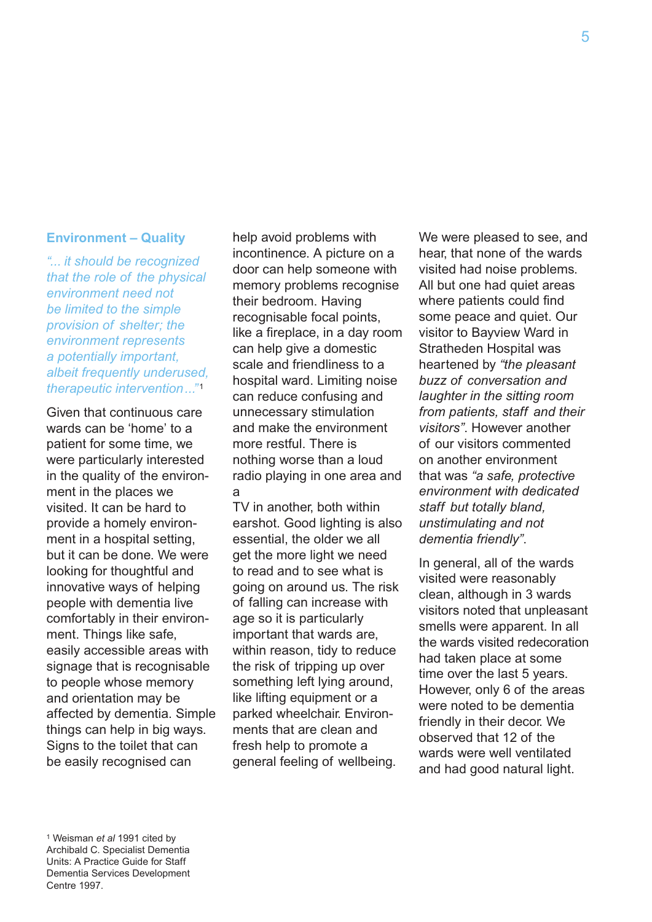## Environment – Quality

*"... it should be recognized that the role of the physical environment need not be limited to the simple provision of shelter; the environment represents a potentially important, albeit frequently underused, therapeutic intervention..."*[1]

Given that continuous care wards can be 'home' to a patient for some time, we were particularly interested in the quality of the environment in the places we visited. It can be hard to provide a homely environment in a hospital setting, but it can be done. We were looking for thoughtful and innovative ways of helping people with dementia live comfortably in their environment. Things like safe, easily accessible areas with signage that is recognisable to people whose memory and orientation may be affected by dementia. Simple things can help in big ways. Signs to the toilet that can be easily recognised can help avoid problems with incontinence. A picture on a door can help someone with memory problems recognise their bedroom. Having recognisable focal points, like a fireplace, in a day room can help give a domestic scale and friendliness to a hospital ward. Limiting noise can reduce confusing and unnecessary stimulation and make the environment more restful. There is nothing worse than a loud radio playing in one area and a TV in another, both within earshot. Good lighting is also essential, the older we all get the more light we need to read and to see what is going on around us. The risk of falling can increase with age so it is particularly important that wards are, within reason, tidy to reduce the risk of tripping up over something left lying around, like lifting equipment or a parked wheelchair. Environments that are clean and fresh help to promote a general feeling of wellbeing.

We were pleased to see, and hear, that none of the wards visited had noise problems. All but one had quiet areas where patients could find some peace and quiet. Our visitor to Bayview Ward in Stratheden Hospital was heartened by *"the pleasant buzz of conversation and laughter in the sitting room from patients, staff and their visitors"*. However another of our visitors commented on another environment that was *"a safe, protective environment with dedicated staff but totally bland, unstimulating and not dementia friendly"*.

In general, all of the wards visited were reasonably clean, although in 3 wards visitors noted that unpleasant smells were apparent. In all the wards visited redecoration had taken place at some time over the last 5 years. However, only 6 of the areas were noted to be dementia friendly in their decor. We observed that 12 of the wards were well ventilated and had good natural light.

[1] Weisman *et al* 1991 cited by Archibald C. Specialist Dementia Units: A Practice Guide for Staff Dementia Services Development Centre 1997.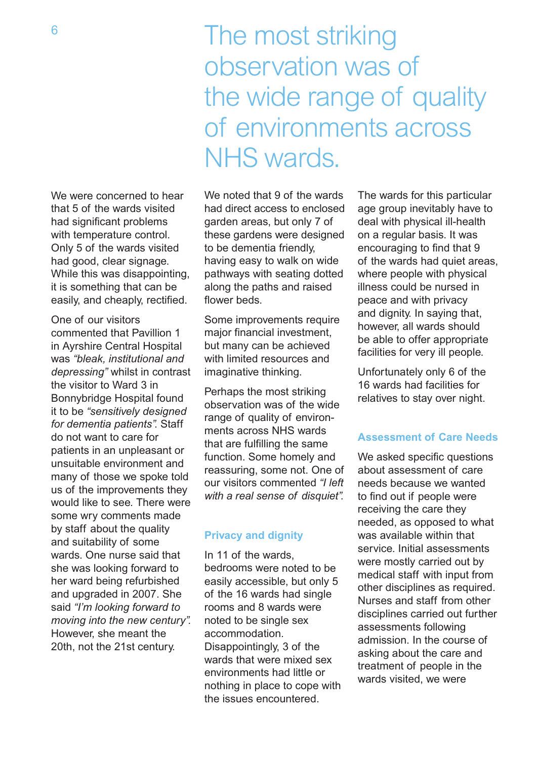> The most striking observation was of the wide range of quality of environments across NHS wards.

We were concerned to hear that 5 of the wards visited had significant problems with temperature control. Only 5 of the wards visited had good, clear signage. While this was disappointing, it is something that can be easily, and cheaply, rectified.

One of our visitors commented that Pavillion 1 in Ayrshire Central Hospital was *"bleak, institutional and depressing"* whilst in contrast the visitor to Ward 3 in Bonnybridge Hospital found it to be *"sensitively designed for dementia patients"*. Staff do not want to care for patients in an unpleasant or unsuitable environment and many of those we spoke told us of the improvements they would like to see. There were some wry comments made by staff about the quality and suitability of some wards. One nurse said that she was looking forward to her ward being refurbished and upgraded in 2007. She said *"I'm looking forward to moving into the new century"*. However, she meant the 20th, not the 21st century.

We noted that 9 of the wards had direct access to enclosed garden areas, but only 7 of these gardens were designed to be dementia friendly, having easy to walk on wide pathways with seating dotted along the paths and raised flower beds.

Some improvements require major financial investment, but many can be achieved with limited resources and imaginative thinking.

Perhaps the most striking observation was of the wide range of quality of environments across NHS wards that are fulfilling the same function. Some homely and reassuring, some not. One of our visitors commented *"I left with a real sense of disquiet"*.

### Privacy and dignity

In 11 of the wards, bedrooms were noted to be easily accessible, but only 5 of the 16 wards had single rooms and 8 wards were noted to be single sex accommodation. Disappointingly, 3 of the wards that were mixed sex environments had little or nothing in place to cope with the issues encountered.

The wards for this particular age group inevitably have to deal with physical ill-health on a regular basis. It was encouraging to find that 9 of the wards had quiet areas, where people with physical illness could be nursed in peace and with privacy and dignity. In saying that, however, all wards should be able to offer appropriate facilities for very ill people.

Unfortunately only 6 of the 16 wards had facilities for relatives to stay over night.

### Assessment of Care Needs

We asked specific questions about assessment of care needs because we wanted to find out if people were receiving the care they needed, as opposed to what was available within that service. Initial assessments were mostly carried out by medical staff with input from other disciplines as required. Nurses and staff from other disciplines carried out further assessments following admission. In the course of asking about the care and treatment of people in the wards visited, we were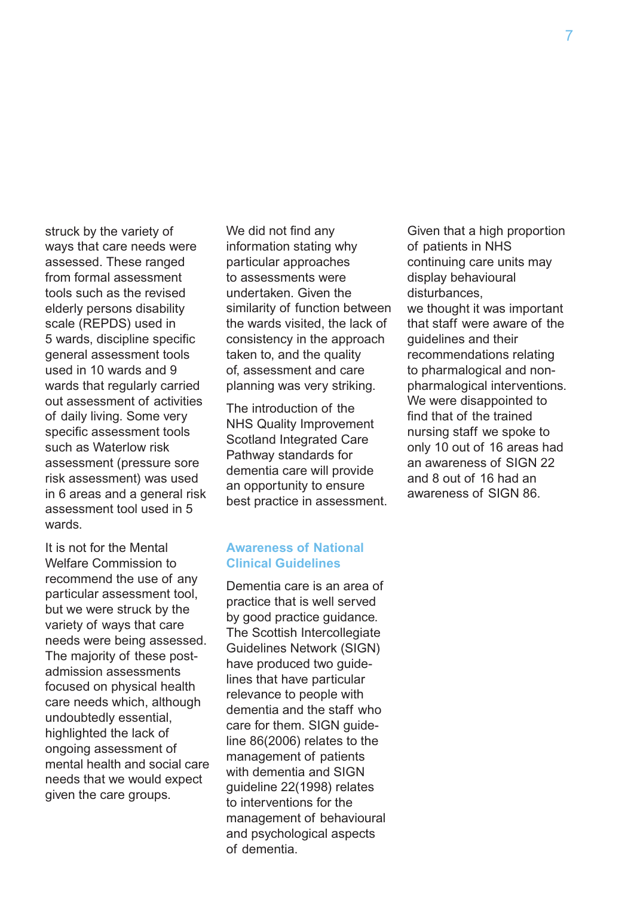struck by the variety of ways that care needs were assessed. These ranged from formal assessment tools such as the revised elderly persons disability scale (REPDS) used in 5 wards, discipline specific general assessment tools used in 10 wards and 9 wards that regularly carried out assessment of activities of daily living. Some very specific assessment tools such as Waterlow risk assessment (pressure sore risk assessment) was used in 6 areas and a general risk assessment tool used in 5 wards.

It is not for the Mental Welfare Commission to recommend the use of any particular assessment tool, but we were struck by the variety of ways that care needs were being assessed. The majority of these post-admission assessments focused on physical health care needs which, although undoubtedly essential, highlighted the lack of ongoing assessment of mental health and social care needs that we would expect given the care groups.

We did not find any information stating why particular approaches to assessments were undertaken. Given the similarity of function between the wards visited, the lack of consistency in the approach taken to, and the quality of, assessment and care planning was very striking.

The introduction of the NHS Quality Improvement Scotland Integrated Care Pathway standards for dementia care will provide an opportunity to ensure best practice in assessment.

## Awareness of National Clinical Guidelines

Dementia care is an area of practice that is well served by good practice guidance. The Scottish Intercollegiate Guidelines Network (SIGN) have produced two guidelines that have particular relevance to people with dementia and the staff who care for them. SIGN guideline 86(2006) relates to the management of patients with dementia and SIGN guideline 22(1998) relates to interventions for the management of behavioural and psychological aspects of dementia.

Given that a high proportion of patients in NHS continuing care units may display behavioural disturbances, we thought it was important that staff were aware of the guidelines and their recommendations relating to pharmalogical and non-pharmalogical interventions. We were disappointed to find that of the trained nursing staff we spoke to only 10 out of 16 areas had an awareness of SIGN 22 and 8 out of 16 had an awareness of SIGN 86.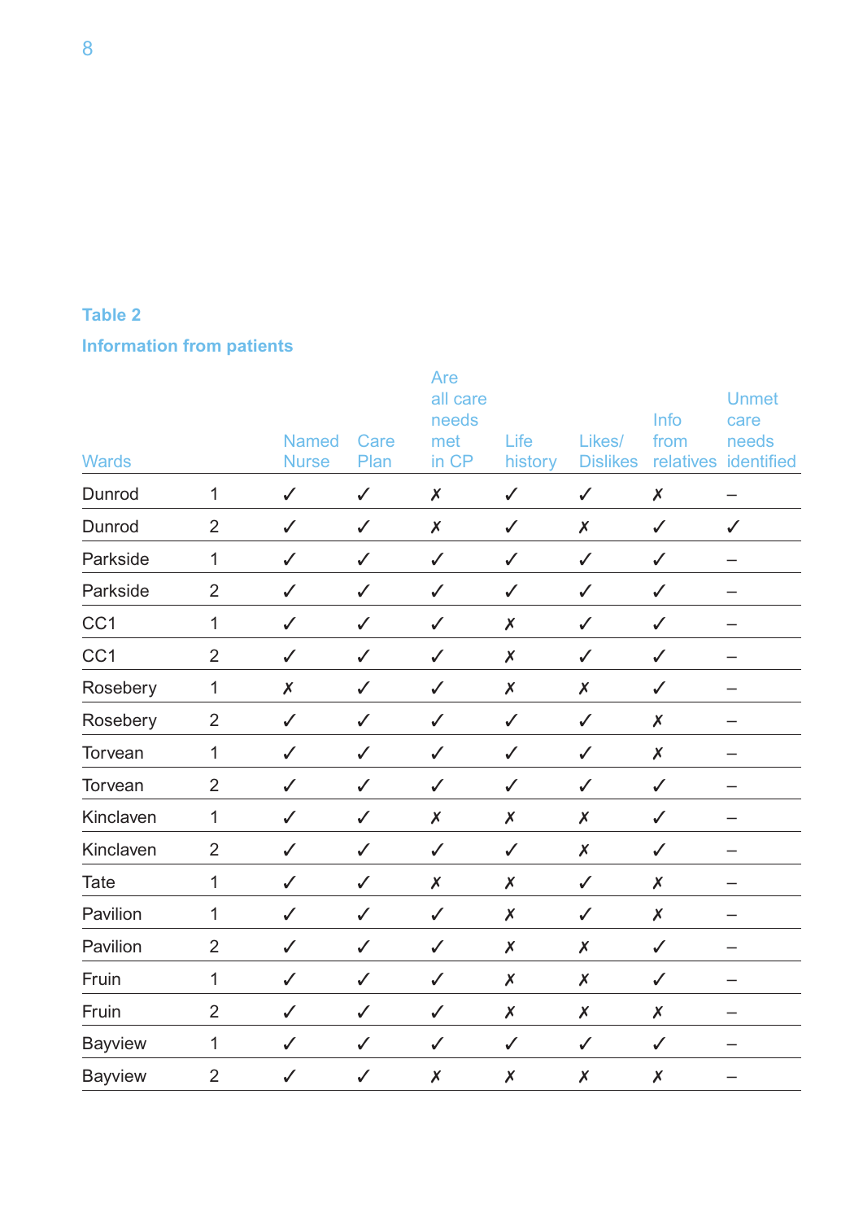**Table 2**

**Information from patients**

| Wards | | Named Nurse | Care Plan | Are all care needs met in CP | Life history | Likes/ Dislikes | Info from relatives | Unmet care needs identified |
|---|---|---|---|---|---|---|---|---|
| Dunrod | 1 | ✓ | ✓ | ✗ | ✓ | ✓ | ✗ | – |
| Dunrod | 2 | ✓ | ✓ | ✗ | ✓ | ✗ | ✓ | ✓ |
| Parkside | 1 | ✓ | ✓ | ✓ | ✓ | ✓ | ✓ | – |
| Parkside | 2 | ✓ | ✓ | ✓ | ✓ | ✓ | ✓ | – |
| CC1 | 1 | ✓ | ✓ | ✓ | ✗ | ✓ | ✓ | – |
| CC1 | 2 | ✓ | ✓ | ✓ | ✗ | ✓ | ✓ | – |
| Rosebery | 1 | ✗ | ✓ | ✓ | ✗ | ✗ | ✓ | – |
| Rosebery | 2 | ✓ | ✓ | ✓ | ✓ | ✓ | ✗ | – |
| Torvean | 1 | ✓ | ✓ | ✓ | ✓ | ✓ | ✗ | – |
| Torvean | 2 | ✓ | ✓ | ✓ | ✓ | ✓ | ✓ | – |
| Kinclaven | 1 | ✓ | ✓ | ✗ | ✗ | ✗ | ✓ | – |
| Kinclaven | 2 | ✓ | ✓ | ✓ | ✓ | ✗ | ✓ | – |
| Tate | 1 | ✓ | ✓ | ✗ | ✗ | ✓ | ✗ | – |
| Pavilion | 1 | ✓ | ✓ | ✓ | ✗ | ✓ | ✗ | – |
| Pavilion | 2 | ✓ | ✓ | ✓ | ✗ | ✗ | ✓ | – |
| Fruin | 1 | ✓ | ✓ | ✓ | ✗ | ✗ | ✓ | – |
| Fruin | 2 | ✓ | ✓ | ✓ | ✗ | ✗ | ✗ | – |
| Bayview | 1 | ✓ | ✓ | ✓ | ✓ | ✓ | ✓ | – |
| Bayview | 2 | ✓ | ✓ | ✗ | ✗ | ✗ | ✗ | – |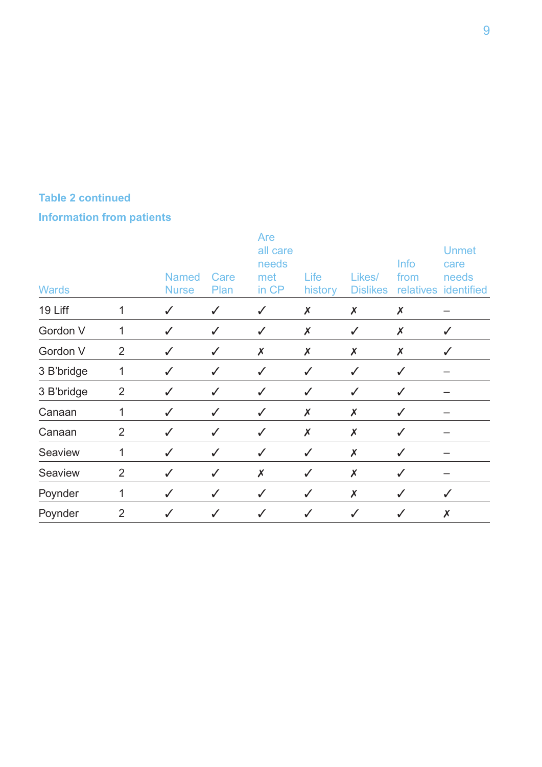**Table 2 continued**

**Information from patients**

| Wards | | Named Nurse | Care Plan | Are all care needs met in CP | Life history | Likes/ Dislikes | Info from relatives | Unmet care needs identified |
|---|---|---|---|---|---|---|---|---|
| 19 Liff | 1 | ✓ | ✓ | ✓ | ✗ | ✗ | ✗ | – |
| Gordon V | 1 | ✓ | ✓ | ✓ | ✗ | ✓ | ✗ | ✓ |
| Gordon V | 2 | ✓ | ✓ | ✗ | ✗ | ✗ | ✗ | ✓ |
| 3 B'bridge | 1 | ✓ | ✓ | ✓ | ✓ | ✓ | ✓ | – |
| 3 B'bridge | 2 | ✓ | ✓ | ✓ | ✓ | ✓ | ✓ | – |
| Canaan | 1 | ✓ | ✓ | ✓ | ✗ | ✗ | ✓ | – |
| Canaan | 2 | ✓ | ✓ | ✓ | ✗ | ✗ | ✓ | – |
| Seaview | 1 | ✓ | ✓ | ✓ | ✓ | ✗ | ✓ | – |
| Seaview | 2 | ✓ | ✓ | ✗ | ✓ | ✗ | ✓ | – |
| Poynder | 1 | ✓ | ✓ | ✓ | ✓ | ✗ | ✓ | ✓ |
| Poynder | 2 | ✓ | ✓ | ✓ | ✓ | ✓ | ✓ | ✗ |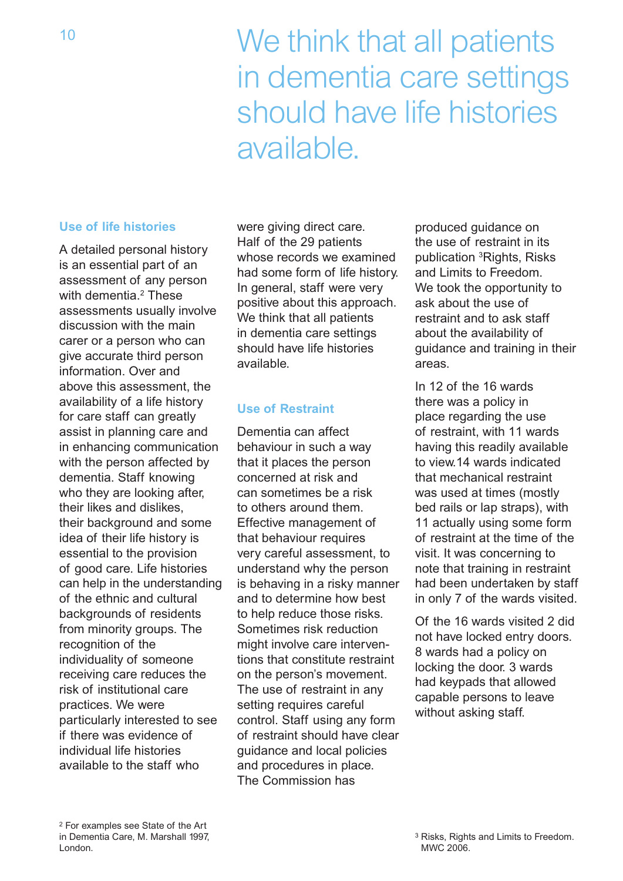# We think that all patients in dementia care settings should have life histories available.

### Use of life histories

A detailed personal history is an essential part of an assessment of any person with dementia.[2] These assessments usually involve discussion with the main carer or a person who can give accurate third person information. Over and above this assessment, the availability of a life history for care staff can greatly assist in planning care and in enhancing communication with the person affected by dementia. Staff knowing who they are looking after, their likes and dislikes, their background and some idea of their life history is essential to the provision of good care. Life histories can help in the understanding of the ethnic and cultural backgrounds of residents from minority groups. The recognition of the individuality of someone receiving care reduces the risk of institutional care practices. We were particularly interested to see if there was evidence of individual life histories available to the staff who were giving direct care. Half of the 29 patients whose records we examined had some form of life history. In general, staff were very positive about this approach. We think that all patients in dementia care settings should have life histories available.

### Use of Restraint

Dementia can affect behaviour in such a way that it places the person concerned at risk and can sometimes be a risk to others around them. Effective management of that behaviour requires very careful assessment, to understand why the person is behaving in a risky manner and to determine how best to help reduce those risks. Sometimes risk reduction might involve care interventions that constitute restraint on the person's movement. The use of restraint in any setting requires careful control. Staff using any form of restraint should have clear guidance and local policies and procedures in place. The Commission has produced guidance on the use of restraint in its publication [3]Rights, Risks and Limits to Freedom. We took the opportunity to ask about the use of restraint and to ask staff about the availability of guidance and training in their areas.

In 12 of the 16 wards there was a policy in place regarding the use of restraint, with 11 wards having this readily available to view. 14 wards indicated that mechanical restraint was used at times (mostly bed rails or lap straps), with 11 actually using some form of restraint at the time of the visit. It was concerning to note that training in restraint had been undertaken by staff in only 7 of the wards visited.

Of the 16 wards visited 2 did not have locked entry doors. 8 wards had a policy on locking the door. 3 wards had keypads that allowed capable persons to leave without asking staff.

[2] For examples see State of the Art in Dementia Care, M. Marshall 1997, London.

[3] Risks, Rights and Limits to Freedom. MWC 2006.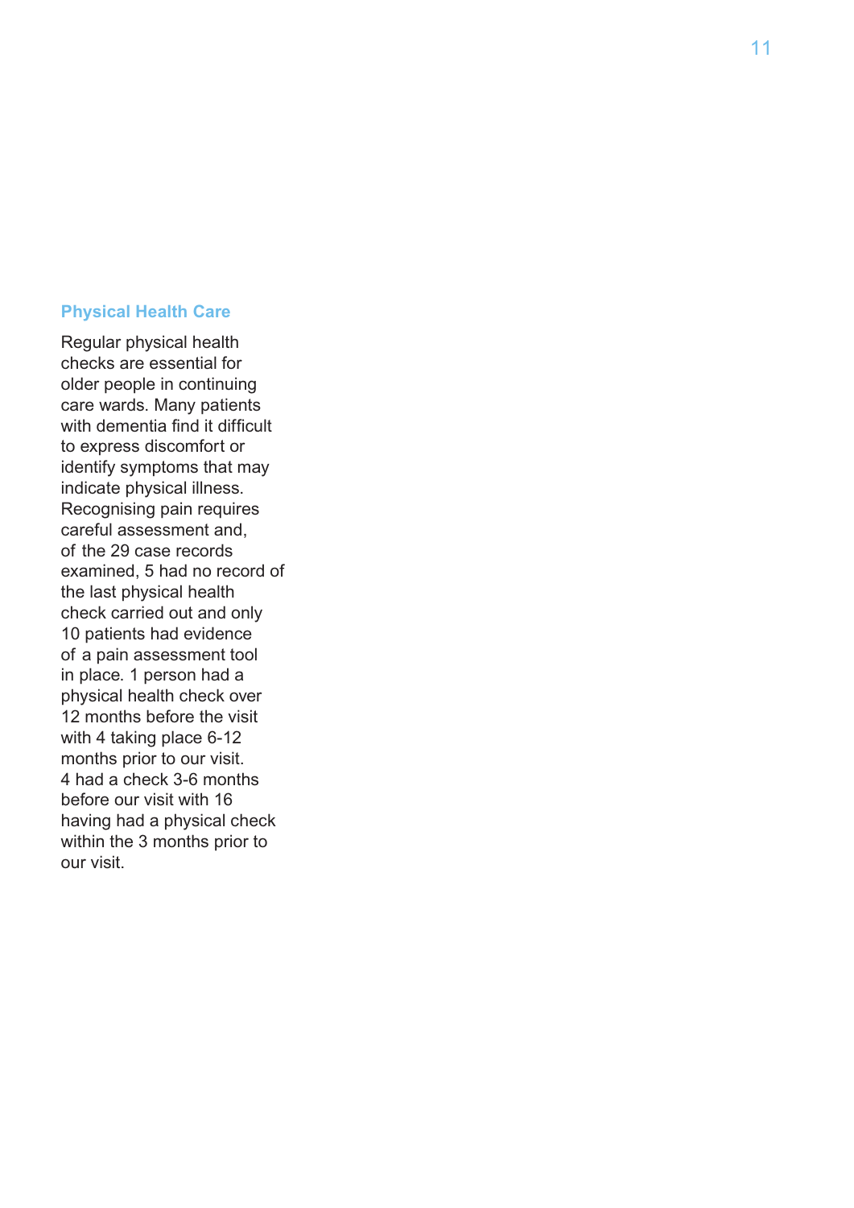## Physical Health Care

Regular physical health checks are essential for older people in continuing care wards. Many patients with dementia find it difficult to express discomfort or identify symptoms that may indicate physical illness. Recognising pain requires careful assessment and, of the 29 case records examined, 5 had no record of the last physical health check carried out and only 10 patients had evidence of a pain assessment tool in place. 1 person had a physical health check over 12 months before the visit with 4 taking place 6-12 months prior to our visit. 4 had a check 3-6 months before our visit with 16 having had a physical check within the 3 months prior to our visit.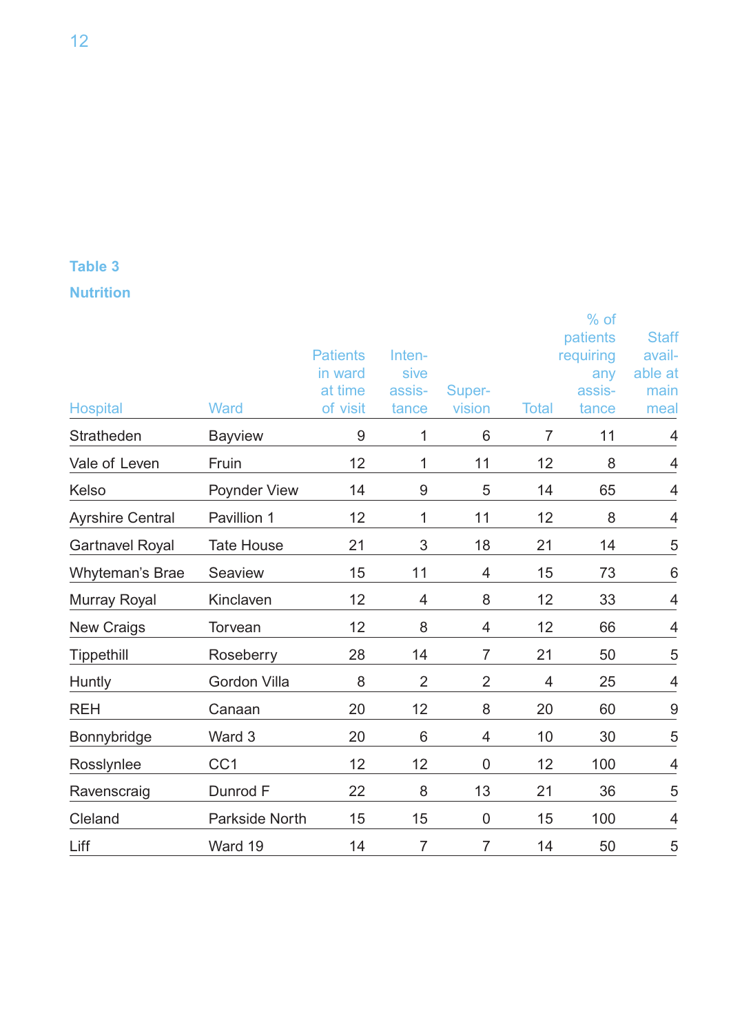**Table 3**

**Nutrition**

| Hospital | Ward | Patients in ward at time of visit | Intensive assistance | Supervision | Total | % of patients requiring any assistance | Staff available at main meal |
|---|---|---|---|---|---|---|---|
| Stratheden | Bayview | 9 | 1 | 6 | 7 | 11 | 4 |
| Vale of Leven | Fruin | 12 | 1 | 11 | 12 | 8 | 4 |
| Kelso | Poynder View | 14 | 9 | 5 | 14 | 65 | 4 |
| Ayrshire Central | Pavillion 1 | 12 | 1 | 11 | 12 | 8 | 4 |
| Gartnavel Royal | Tate House | 21 | 3 | 18 | 21 | 14 | 5 |
| Whyteman's Brae | Seaview | 15 | 11 | 4 | 15 | 73 | 6 |
| Murray Royal | Kinclaven | 12 | 4 | 8 | 12 | 33 | 4 |
| New Craigs | Torvean | 12 | 8 | 4 | 12 | 66 | 4 |
| Tippethill | Roseberry | 28 | 14 | 7 | 21 | 50 | 5 |
| Huntly | Gordon Villa | 8 | 2 | 2 | 4 | 25 | 4 |
| REH | Canaan | 20 | 12 | 8 | 20 | 60 | 9 |
| Bonnybridge | Ward 3 | 20 | 6 | 4 | 10 | 30 | 5 |
| Rosslynlee | CC1 | 12 | 12 | 0 | 12 | 100 | 4 |
| Ravenscraig | Dunrod F | 22 | 8 | 13 | 21 | 36 | 5 |
| Cleland | Parkside North | 15 | 15 | 0 | 15 | 100 | 4 |
| Liff | Ward 19 | 14 | 7 | 7 | 14 | 50 | 5 |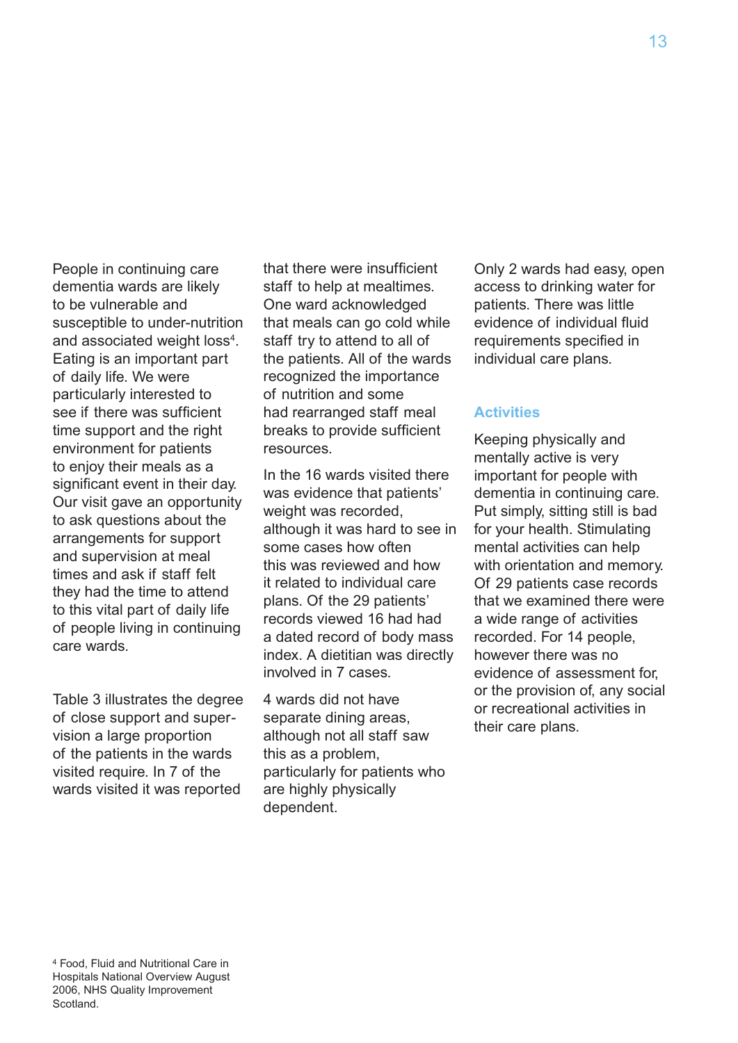People in continuing care dementia wards are likely to be vulnerable and susceptible to under-nutrition and associated weight loss[4]. Eating is an important part of daily life. We were particularly interested to see if there was sufficient time support and the right environment for patients to enjoy their meals as a significant event in their day. Our visit gave an opportunity to ask questions about the arrangements for support and supervision at meal times and ask if staff felt they had the time to attend to this vital part of daily life of people living in continuing care wards.

Table 3 illustrates the degree of close support and supervision a large proportion of the patients in the wards visited require. In 7 of the wards visited it was reported that there were insufficient staff to help at mealtimes. One ward acknowledged that meals can go cold while staff try to attend to all of the patients. All of the wards recognized the importance of nutrition and some had rearranged staff meal breaks to provide sufficient resources.

In the 16 wards visited there was evidence that patients' weight was recorded, although it was hard to see in some cases how often this was reviewed and how it related to individual care plans. Of the 29 patients' records viewed 16 had had a dated record of body mass index. A dietitian was directly involved in 7 cases.

4 wards did not have separate dining areas, although not all staff saw this as a problem, particularly for patients who are highly physically dependent.

Only 2 wards had easy, open access to drinking water for patients. There was little evidence of individual fluid requirements specified in individual care plans.

### Activities

Keeping physically and mentally active is very important for people with dementia in continuing care. Put simply, sitting still is bad for your health. Stimulating mental activities can help with orientation and memory. Of 29 patients case records that we examined there were a wide range of activities recorded. For 14 people, however there was no evidence of assessment for, or the provision of, any social or recreational activities in their care plans.

[4] Food, Fluid and Nutritional Care in Hospitals National Overview August 2006, NHS Quality Improvement Scotland.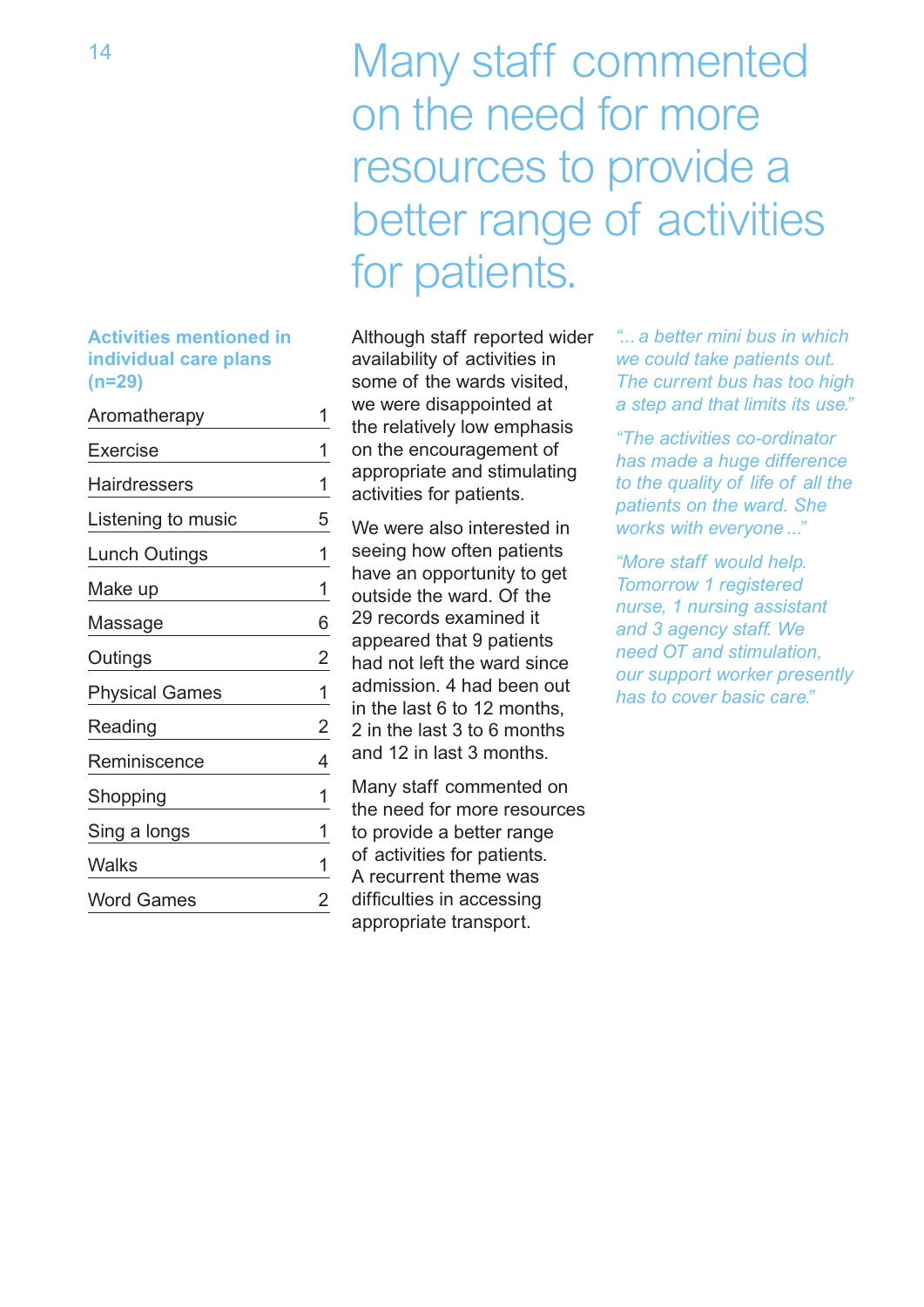# Many staff commented on the need for more resources to provide a better range of activities for patients.

**Activities mentioned in individual care plans (n=29)**

| Activity | Count |
|---|---|
| Aromatherapy | 1 |
| Exercise | 1 |
| Hairdressers | 1 |
| Listening to music | 5 |
| Lunch Outings | 1 |
| Make up | 1 |
| Massage | 6 |
| Outings | 2 |
| Physical Games | 1 |
| Reading | 2 |
| Reminiscence | 4 |
| Shopping | 1 |
| Sing a longs | 1 |
| Walks | 1 |
| Word Games | 2 |

Although staff reported wider availability of activities in some of the wards visited, we were disappointed at the relatively low emphasis on the encouragement of appropriate and stimulating activities for patients.

We were also interested in seeing how often patients have an opportunity to get outside the ward. Of the 29 records examined it appeared that 9 patients had not left the ward since admission. 4 had been out in the last 6 to 12 months, 2 in the last 3 to 6 months and 12 in last 3 months.

Many staff commented on the need for more resources to provide a better range of activities for patients. A recurrent theme was difficulties in accessing appropriate transport.

*"... a better mini bus in which we could take patients out. The current bus has too high a step and that limits its use."*

*"The activities co-ordinator has made a huge difference to the quality of life of all the patients on the ward. She works with everyone ..."*

*"More staff would help. Tomorrow 1 registered nurse, 1 nursing assistant and 3 agency staff. We need OT and stimulation, our support worker presently has to cover basic care."*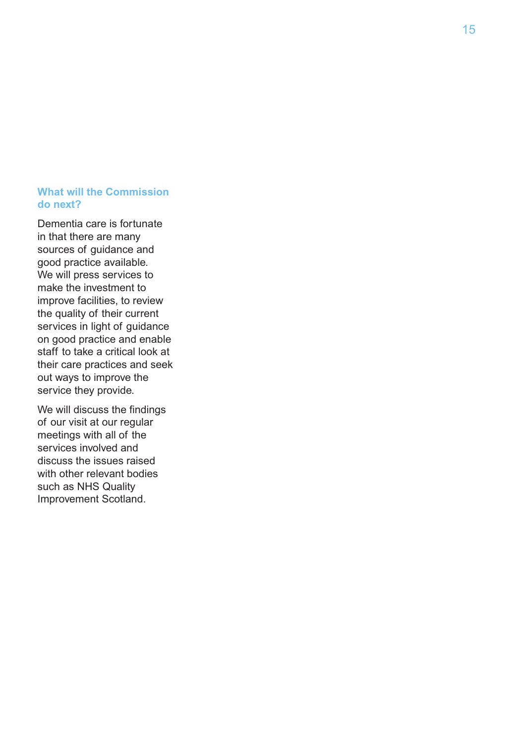## What will the Commission do next?

Dementia care is fortunate in that there are many sources of guidance and good practice available. We will press services to make the investment to improve facilities, to review the quality of their current services in light of guidance on good practice and enable staff to take a critical look at their care practices and seek out ways to improve the service they provide.

We will discuss the findings of our visit at our regular meetings with all of the services involved and discuss the issues raised with other relevant bodies such as NHS Quality Improvement Scotland.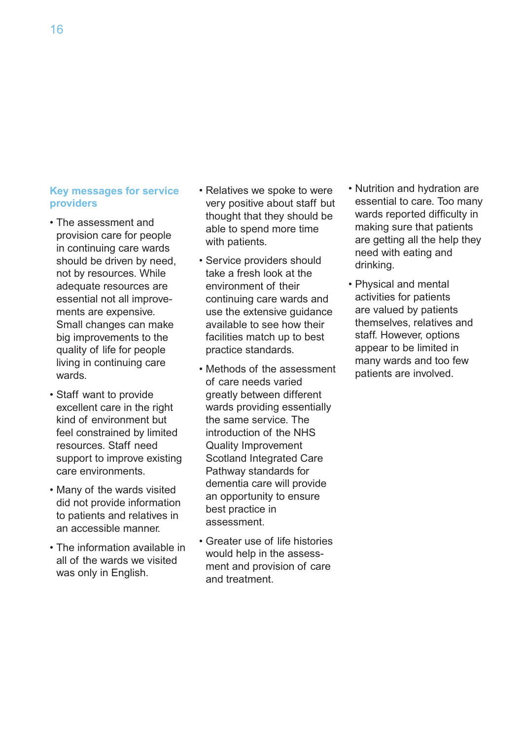## Key messages for service providers

- The assessment and provision care for people in continuing care wards should be driven by need, not by resources. While adequate resources are essential not all improvements are expensive. Small changes can make big improvements to the quality of life for people living in continuing care wards.
- Staff want to provide excellent care in the right kind of environment but feel constrained by limited resources. Staff need support to improve existing care environments.
- Many of the wards visited did not provide information to patients and relatives in an accessible manner.
- The information available in all of the wards we visited was only in English.
- Relatives we spoke to were very positive about staff but thought that they should be able to spend more time with patients.
- Service providers should take a fresh look at the environment of their continuing care wards and use the extensive guidance available to see how their facilities match up to best practice standards.
- Methods of the assessment of care needs varied greatly between different wards providing essentially the same service. The introduction of the NHS Quality Improvement Scotland Integrated Care Pathway standards for dementia care will provide an opportunity to ensure best practice in assessment.
- Greater use of life histories would help in the assessment and provision of care and treatment.
- Nutrition and hydration are essential to care. Too many wards reported difficulty in making sure that patients are getting all the help they need with eating and drinking.
- Physical and mental activities for patients are valued by patients themselves, relatives and staff. However, options appear to be limited in many wards and too few patients are involved.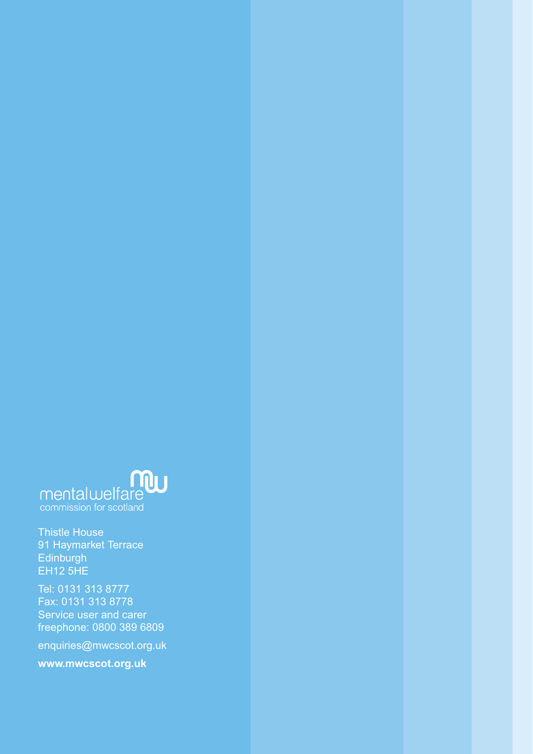mentalwelfare
commission for scotland

Thistle House
91 Haymarket Terrace
Edinburgh
EH12 5HE

Tel: 0131 313 8777
Fax: 0131 313 8778
Service user and carer
freephone: 0800 389 6809

enquiries@mwcscot.org.uk

**www.mwcscot.org.uk**